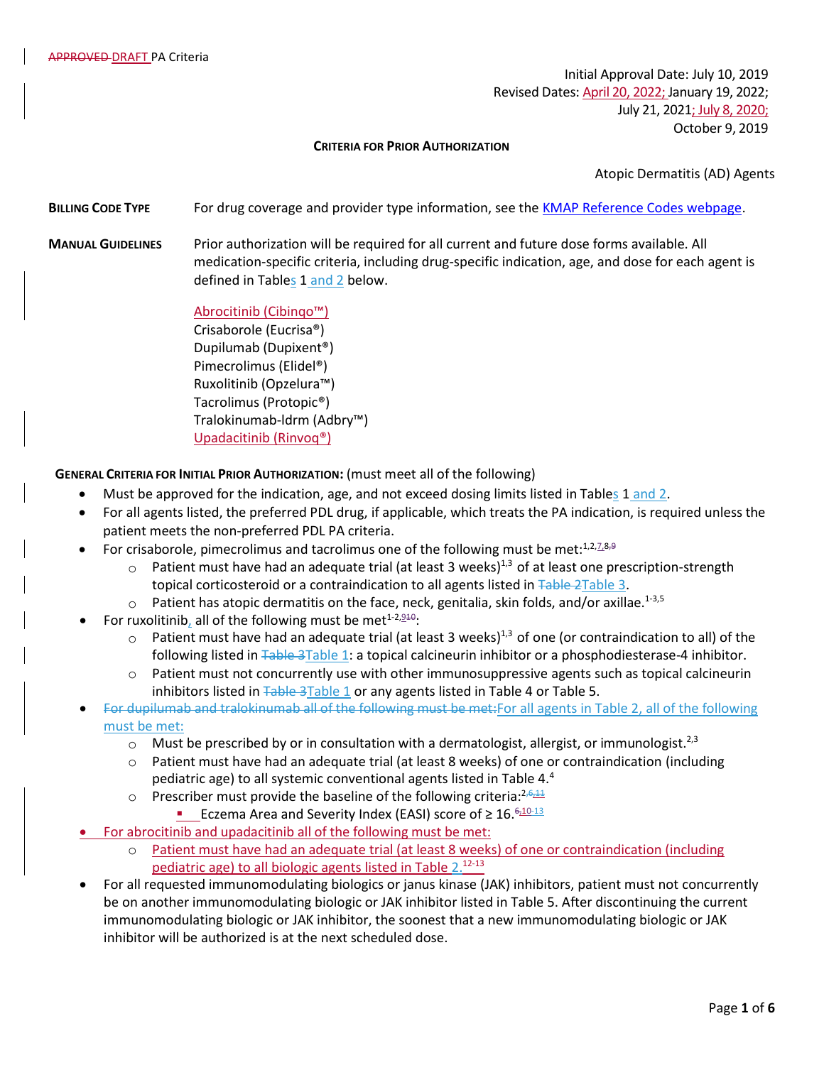APPROVED DRAFT PA Criteria

Initial Approval Date: July 10, 2019

Revised Dates: April 20, 2022; January 19, 2022; July 21, 2021; July 8, 2020; October 9, 2019

**CRITERIA FOR PRIOR AUTHORIZATION**

Atopic Dermatitis (AD) Agents

**BILLING CODE TYPE** For drug coverage and provider type information, see the KMAP Reference Codes webpage.

**MANUAL GUIDELINES** Prior authorization will be required for all current and future dose forms available. All medication-specific criteria, including drug-specific indication, age, and dose for each agent is defined in Tables 1 and 2 below.

Abrocitinib (Cibinqo™)
Crisaborole (Eucrisa®)
Dupilumab (Dupixent®)
Pimecrolimus (Elidel®)
Ruxolitinib (Opzelura™)
Tacrolimus (Protopic®)
Tralokinumab-ldrm (Adbry™)
Upadacitinib (Rinvoq®)

**GENERAL CRITERIA FOR INITIAL PRIOR AUTHORIZATION:** (must meet all of the following)

- Must be approved for the indication, age, and not exceed dosing limits listed in Tables 1 and 2.
- For all agents listed, the preferred PDL drug, if applicable, which treats the PA indication, is required unless the patient meets the non-preferred PDL PA criteria.
- For crisaborole, pimecrolimus and tacrolimus one of the following must be met:[1,2,7,8,9]
  - Patient must have had an adequate trial (at least 3 weeks)[1,3] of at least one prescription-strength topical corticosteroid or a contraindication to all agents listed in ~~Table 2~~Table 3.
  - Patient has atopic dermatitis on the face, neck, genitalia, skin folds, and/or axillae.[1-3,5]
- For ruxolitinib, all of the following must be met[1-2,9,10]:
  - Patient must have had an adequate trial (at least 3 weeks)[1,3] of one (or contraindication to all) of the following listed in ~~Table 3~~Table 1: a topical calcineurin inhibitor or a phosphodiesterase-4 inhibitor.
  - Patient must not concurrently use with other immunosuppressive agents such as topical calcineurin inhibitors listed in ~~Table 3~~Table 1 or any agents listed in Table 4 or Table 5.
- ~~For dupilumab and tralokinumab all of the following must be met:~~For all agents in Table 2, all of the following must be met:
  - Must be prescribed by or in consultation with a dermatologist, allergist, or immunologist.[2,3]
  - Patient must have had an adequate trial (at least 8 weeks) of one or contraindication (including pediatric age) to all systemic conventional agents listed in Table 4.[4]
  - Prescriber must provide the baseline of the following criteria:[2,6,11]
    - Eczema Area and Severity Index (EASI) score of ≥ 16.[6,10-13]
- For abrocitinib and upadacitinib all of the following must be met:
  - Patient must have had an adequate trial (at least 8 weeks) of one or contraindication (including pediatric age) to all biologic agents listed in Table 2.[12-13]
- For all requested immunomodulating biologics or janus kinase (JAK) inhibitors, patient must not concurrently be on another immunomodulating biologic or JAK inhibitor listed in Table 5. After discontinuing the current immunomodulating biologic or JAK inhibitor, the soonest that a new immunomodulating biologic or JAK inhibitor will be authorized is at the next scheduled dose.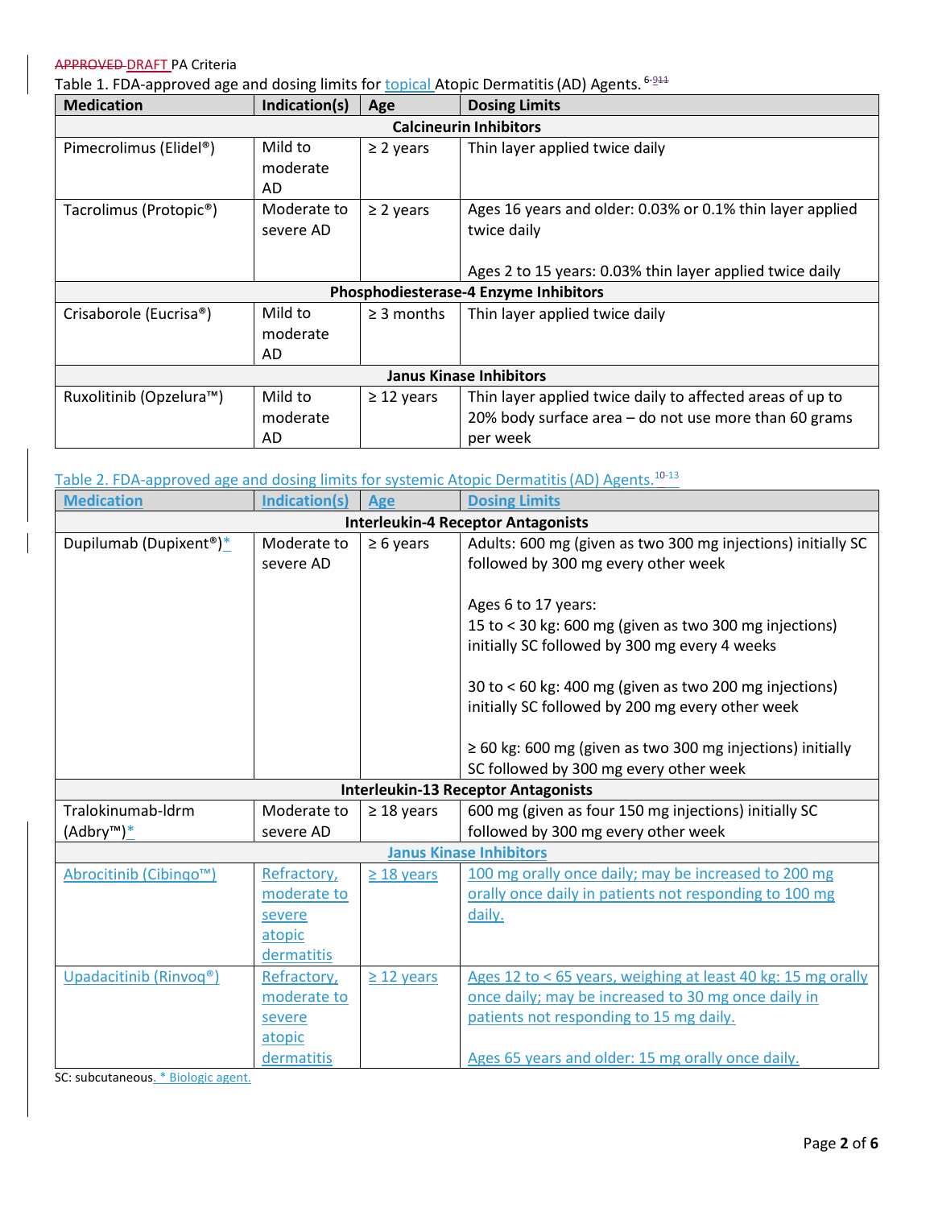APPROVED DRAFT PA Criteria

Table 1. FDA-approved age and dosing limits for topical Atopic Dermatitis (AD) Agents.[6-9 11]

| Medication | Indication(s) | Age | Dosing Limits |
|---|---|---|---|
| **Calcineurin Inhibitors** | | | |
| Pimecrolimus (Elidel®) | Mild to moderate AD | ≥ 2 years | Thin layer applied twice daily |
| Tacrolimus (Protopic®) | Moderate to severe AD | ≥ 2 years | Ages 16 years and older: 0.03% or 0.1% thin layer applied twice daily<br><br>Ages 2 to 15 years: 0.03% thin layer applied twice daily |
| **Phosphodiesterase-4 Enzyme Inhibitors** | | | |
| Crisaborole (Eucrisa®) | Mild to moderate AD | ≥ 3 months | Thin layer applied twice daily |
| **Janus Kinase Inhibitors** | | | |
| Ruxolitinib (Opzelura™) | Mild to moderate AD | ≥ 12 years | Thin layer applied twice daily to affected areas of up to 20% body surface area – do not use more than 60 grams per week |

Table 2. FDA-approved age and dosing limits for systemic Atopic Dermatitis (AD) Agents.[10-13]

| Medication | Indication(s) | Age | Dosing Limits |
|---|---|---|---|
| **Interleukin-4 Receptor Antagonists** | | | |
| Dupilumab (Dupixent®)* | Moderate to severe AD | ≥ 6 years | Adults: 600 mg (given as two 300 mg injections) initially SC followed by 300 mg every other week<br><br>Ages 6 to 17 years:<br>15 to < 30 kg: 600 mg (given as two 300 mg injections) initially SC followed by 300 mg every 4 weeks<br><br>30 to < 60 kg: 400 mg (given as two 200 mg injections) initially SC followed by 200 mg every other week<br><br>≥ 60 kg: 600 mg (given as two 300 mg injections) initially SC followed by 300 mg every other week |
| **Interleukin-13 Receptor Antagonists** | | | |
| Tralokinumab-ldrm (Adbry™)* | Moderate to severe AD | ≥ 18 years | 600 mg (given as four 150 mg injections) initially SC followed by 300 mg every other week |
| **Janus Kinase Inhibitors** | | | |
| Abrocitinib (Cibinqo™) | Refractory, moderate to severe atopic dermatitis | ≥ 18 years | 100 mg orally once daily; may be increased to 200 mg orally once daily in patients not responding to 100 mg daily. |
| Upadacitinib (Rinvoq®) | Refractory, moderate to severe atopic dermatitis | ≥ 12 years | Ages 12 to < 65 years, weighing at least 40 kg: 15 mg orally once daily; may be increased to 30 mg once daily in patients not responding to 15 mg daily.<br><br>Ages 65 years and older: 15 mg orally once daily. |

SC: subcutaneous. * Biologic agent.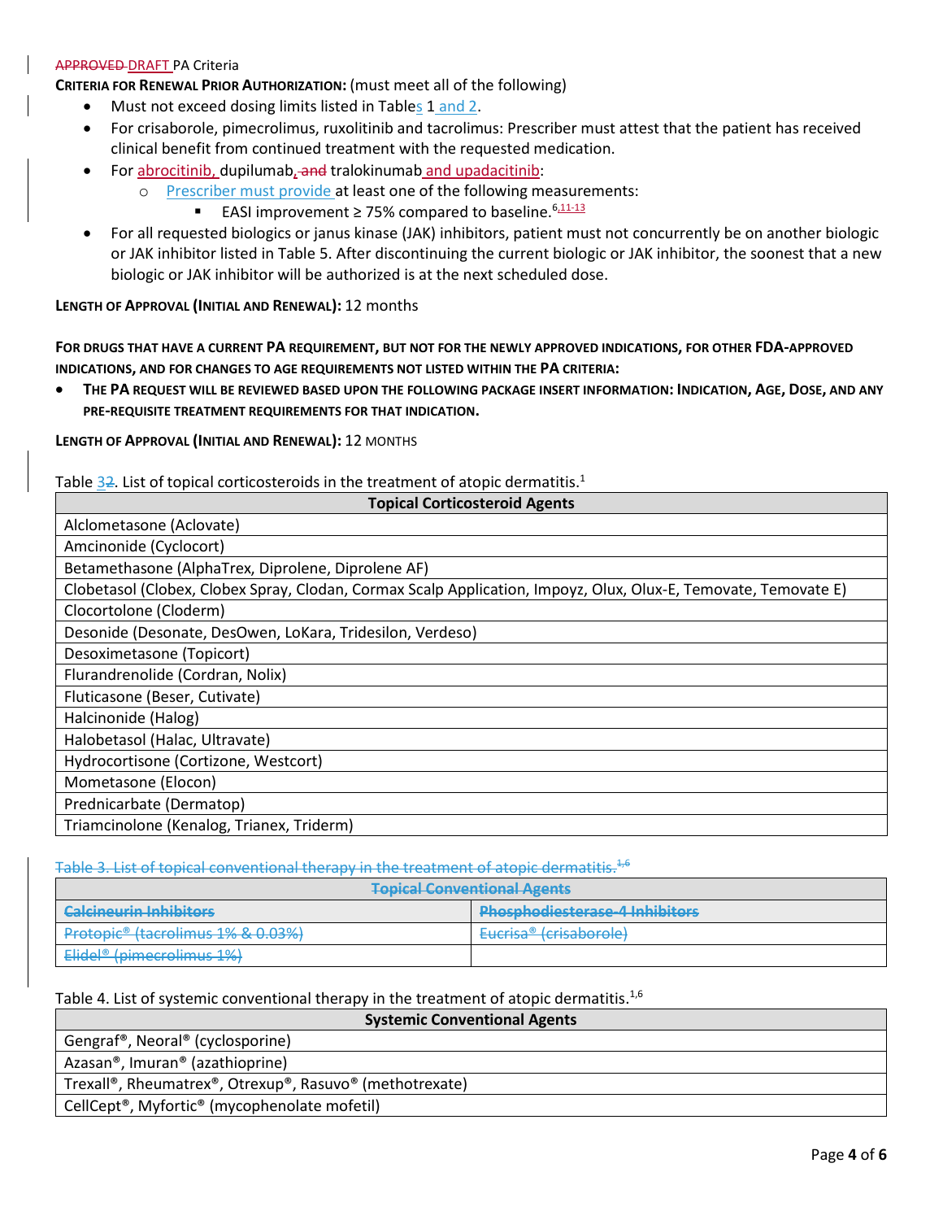APPROVED DRAFT PA Criteria

**CRITERIA FOR RENEWAL PRIOR AUTHORIZATION:** (must meet all of the following)

- Must not exceed dosing limits listed in Tables 1 and 2.
- For crisaborole, pimecrolimus, ruxolitinib and tacrolimus: Prescriber must attest that the patient has received clinical benefit from continued treatment with the requested medication.
- For abrocitinib, dupilumab, and tralokinumab and upadacitinib:
  - Prescriber must provide at least one of the following measurements:
    - EASI improvement ≥ 75% compared to baseline.[6,11-13]
- For all requested biologics or janus kinase (JAK) inhibitors, patient must not concurrently be on another biologic or JAK inhibitor listed in Table 5. After discontinuing the current biologic or JAK inhibitor, the soonest that a new biologic or JAK inhibitor will be authorized is at the next scheduled dose.

**LENGTH OF APPROVAL (INITIAL AND RENEWAL):** 12 months

**FOR DRUGS THAT HAVE A CURRENT PA REQUIREMENT, BUT NOT FOR THE NEWLY APPROVED INDICATIONS, FOR OTHER FDA-APPROVED INDICATIONS, AND FOR CHANGES TO AGE REQUIREMENTS NOT LISTED WITHIN THE PA CRITERIA:**

- **THE PA REQUEST WILL BE REVIEWED BASED UPON THE FOLLOWING PACKAGE INSERT INFORMATION: INDICATION, AGE, DOSE, AND ANY PRE-REQUISITE TREATMENT REQUIREMENTS FOR THAT INDICATION.**

**LENGTH OF APPROVAL (INITIAL AND RENEWAL):** 12 MONTHS

Table 32. List of topical corticosteroids in the treatment of atopic dermatitis.[1]

| Topical Corticosteroid Agents |
|---|
| Alclometasone (Aclovate) |
| Amcinonide (Cyclocort) |
| Betamethasone (AlphaTrex, Diprolene, Diprolene AF) |
| Clobetasol (Clobex, Clobex Spray, Clodan, Cormax Scalp Application, Impoyz, Olux, Olux-E, Temovate, Temovate E) |
| Clocortolone (Cloderm) |
| Desonide (Desonate, DesOwen, LoKara, Tridesilon, Verdeso) |
| Desoximetasone (Topicort) |
| Flurandrenolide (Cordran, Nolix) |
| Fluticasone (Beser, Cutivate) |
| Halcinonide (Halog) |
| Halobetasol (Halac, Ultravate) |
| Hydrocortisone (Cortizone, Westcort) |
| Mometasone (Elocon) |
| Prednicarbate (Dermatop) |
| Triamcinolone (Kenalog, Trianex, Triderm) |

~~Table 3. List of topical conventional therapy in the treatment of atopic dermatitis.[1,6]~~

| ~~Topical Conventional Agents~~ | |
|---|---|
| ~~Calcineurin Inhibitors~~ | ~~Phosphodiesterase-4 Inhibitors~~ |
| ~~Protopic® (tacrolimus 1% & 0.03%)~~ | ~~Eucrisa® (crisaborole)~~ |
| ~~Elidel® (pimecrolimus 1%)~~ | |

Table 4. List of systemic conventional therapy in the treatment of atopic dermatitis.[1,6]

| Systemic Conventional Agents |
|---|
| Gengraf®, Neoral® (cyclosporine) |
| Azasan®, Imuran® (azathioprine) |
| Trexall®, Rheumatrex®, Otrexup®, Rasuvo® (methotrexate) |
| CellCept®, Myfortic® (mycophenolate mofetil) |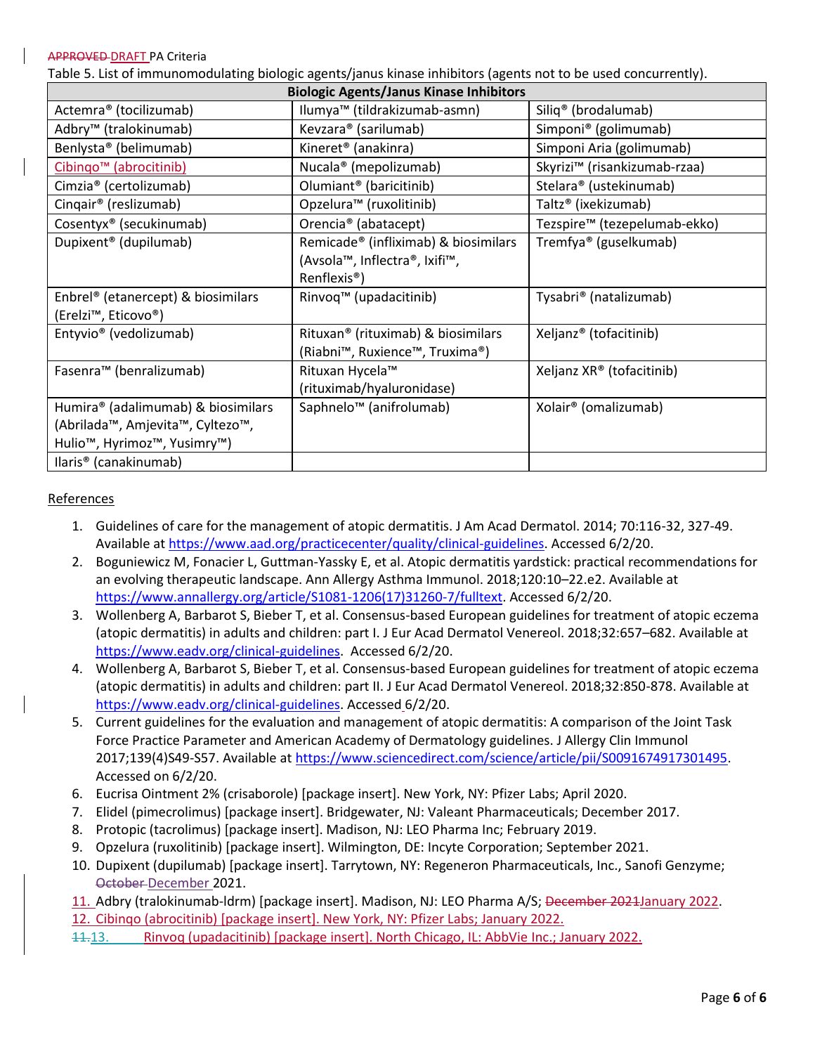APPROVED DRAFT PA Criteria

Table 5. List of immunomodulating biologic agents/janus kinase inhibitors (agents not to be used concurrently).

| Biologic Agents/Janus Kinase Inhibitors | | |
|---|---|---|
| Actemra® (tocilizumab) | Ilumya™ (tildrakizumab-asmn) | Siliq® (brodalumab) |
| Adbry™ (tralokinumab) | Kevzara® (sarilumab) | Simponi® (golimumab) |
| Benlysta® (belimumab) | Kineret® (anakinra) | Simponi Aria (golimumab) |
| Cibinqo™ (abrocitinib) | Nucala® (mepolizumab) | Skyrizi™ (risankizumab-rzaa) |
| Cimzia® (certolizumab) | Olumiant® (baricitinib) | Stelara® (ustekinumab) |
| Cinqair® (reslizumab) | Opzelura™ (ruxolitinib) | Taltz® (ixekizumab) |
| Cosentyx® (secukinumab) | Orencia® (abatacept) | Tezspire™ (tezepelumab-ekko) |
| Dupixent® (dupilumab) | Remicade® (infliximab) & biosimilars (Avsola™, Inflectra®, Ixifi™, Renflexis®) | Tremfya® (guselkumab) |
| Enbrel® (etanercept) & biosimilars (Erelzi™, Eticovo®) | Rinvoq™ (upadacitinib) | Tysabri® (natalizumab) |
| Entyvio® (vedolizumab) | Rituxan® (rituximab) & biosimilars (Riabni™, Ruxience™, Truxima®) | Xeljanz® (tofacitinib) |
| Fasenra™ (benralizumab) | Rituxan Hycela™ (rituximab/hyaluronidase) | Xeljanz XR® (tofacitinib) |
| Humira® (adalimumab) & biosimilars (Abrilada™, Amjevita™, Cyltezo™, Hulio™, Hyrimoz™, Yusimry™) | Saphnelo™ (anifrolumab) | Xolair® (omalizumab) |
| Ilaris® (canakinumab) | | |

## References

1. Guidelines of care for the management of atopic dermatitis. J Am Acad Dermatol. 2014; 70:116-32, 327-49. Available at https://www.aad.org/practicecenter/quality/clinical-guidelines. Accessed 6/2/20.
2. Boguniewicz M, Fonacier L, Guttman-Yassky E, et al. Atopic dermatitis yardstick: practical recommendations for an evolving therapeutic landscape. Ann Allergy Asthma Immunol. 2018;120:10–22.e2. Available at https://www.annallergy.org/article/S1081-1206(17)31260-7/fulltext. Accessed 6/2/20.
3. Wollenberg A, Barbarot S, Bieber T, et al. Consensus-based European guidelines for treatment of atopic eczema (atopic dermatitis) in adults and children: part I. J Eur Acad Dermatol Venereol. 2018;32:657–682. Available at https://www.eadv.org/clinical-guidelines. Accessed 6/2/20.
4. Wollenberg A, Barbarot S, Bieber T, et al. Consensus-based European guidelines for treatment of atopic eczema (atopic dermatitis) in adults and children: part II. J Eur Acad Dermatol Venereol. 2018;32:850-878. Available at https://www.eadv.org/clinical-guidelines. Accessed 6/2/20.
5. Current guidelines for the evaluation and management of atopic dermatitis: A comparison of the Joint Task Force Practice Parameter and American Academy of Dermatology guidelines. J Allergy Clin Immunol 2017;139(4)S49-S57. Available at https://www.sciencedirect.com/science/article/pii/S0091674917301495. Accessed on 6/2/20.
6. Eucrisa Ointment 2% (crisaborole) [package insert]. New York, NY: Pfizer Labs; April 2020.
7. Elidel (pimecrolimus) [package insert]. Bridgewater, NJ: Valeant Pharmaceuticals; December 2017.
8. Protopic (tacrolimus) [package insert]. Madison, NJ: LEO Pharma Inc; February 2019.
9. Opzelura (ruxolitinib) [package insert]. Wilmington, DE: Incyte Corporation; September 2021.
10. Dupixent (dupilumab) [package insert]. Tarrytown, NY: Regeneron Pharmaceuticals, Inc., Sanofi Genzyme; October December 2021.
11. Adbry (tralokinumab-ldrm) [package insert]. Madison, NJ: LEO Pharma A/S; December 2021 January 2022.
12. Cibinqo (abrocitinib) [package insert]. New York, NY: Pfizer Labs; January 2022.
13. Rinvoq (upadacitinib) [package insert]. North Chicago, IL: AbbVie Inc.; January 2022.